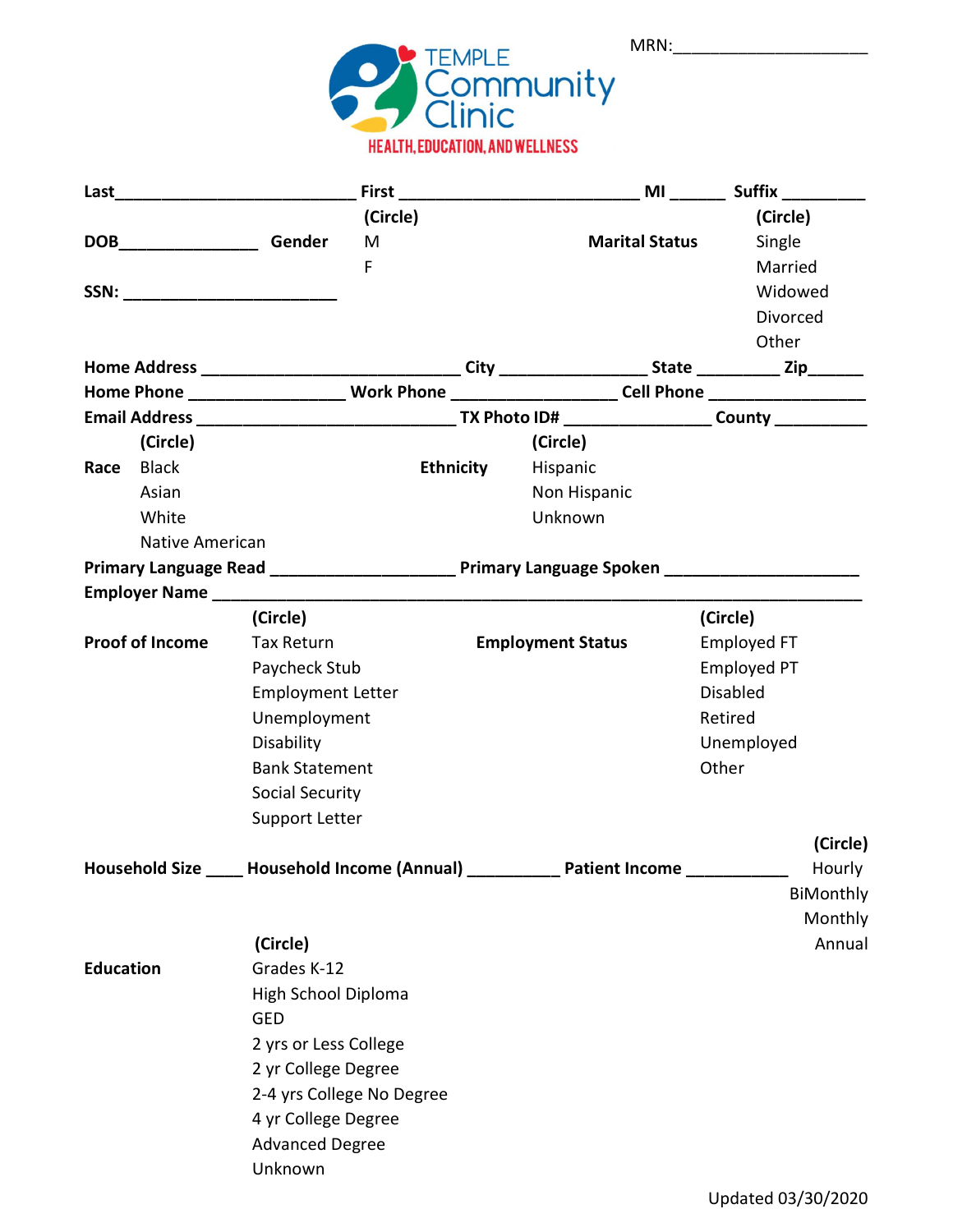MRN:____________________

# TEMPLE Community Clinic

HEALTH, EDUCATION, AND WELLNESS

**Last**__________________________ **First** __________________________ **MI** ______ **Suffix** _________

**DOB**_______________ **Gender** (Circle) M F

**Marital Status** (Circle) Single Married Widowed Divorced Other

**SSN:** _______________________

**Home Address** ____________________________ **City** ________________ **State** _________ **Zip**______

**Home Phone** _________________ **Work Phone** _________________ **Cell Phone** _________________

**Email Address** ____________________________ **TX Photo ID#** ________________ **County** __________

**Race** (Circle)
- Black
- Asian
- White
- Native American

**Ethnicity** (Circle)
- Hispanic
- Non Hispanic
- Unknown

**Primary Language Read** ____________________ **Primary Language Spoken** _____________________

**Employer Name** _________________________________________________________________________

**Proof of Income** (Circle)
- Tax Return
- Paycheck Stub
- Employment Letter
- Unemployment
- Disability
- Bank Statement
- Social Security
- Support Letter

**Employment Status** (Circle)
- Employed FT
- Employed PT
- Disabled
- Retired
- Unemployed
- Other

**Household Size** ____ **Household Income (Annual)** __________ **Patient Income** ___________ (Circle) Hourly BiMonthly Monthly Annual

**Education** (Circle)
- Grades K-12
- High School Diploma
- GED
- 2 yrs or Less College
- 2 yr College Degree
- 2-4 yrs College No Degree
- 4 yr College Degree
- Advanced Degree
- Unknown

Updated 03/30/2020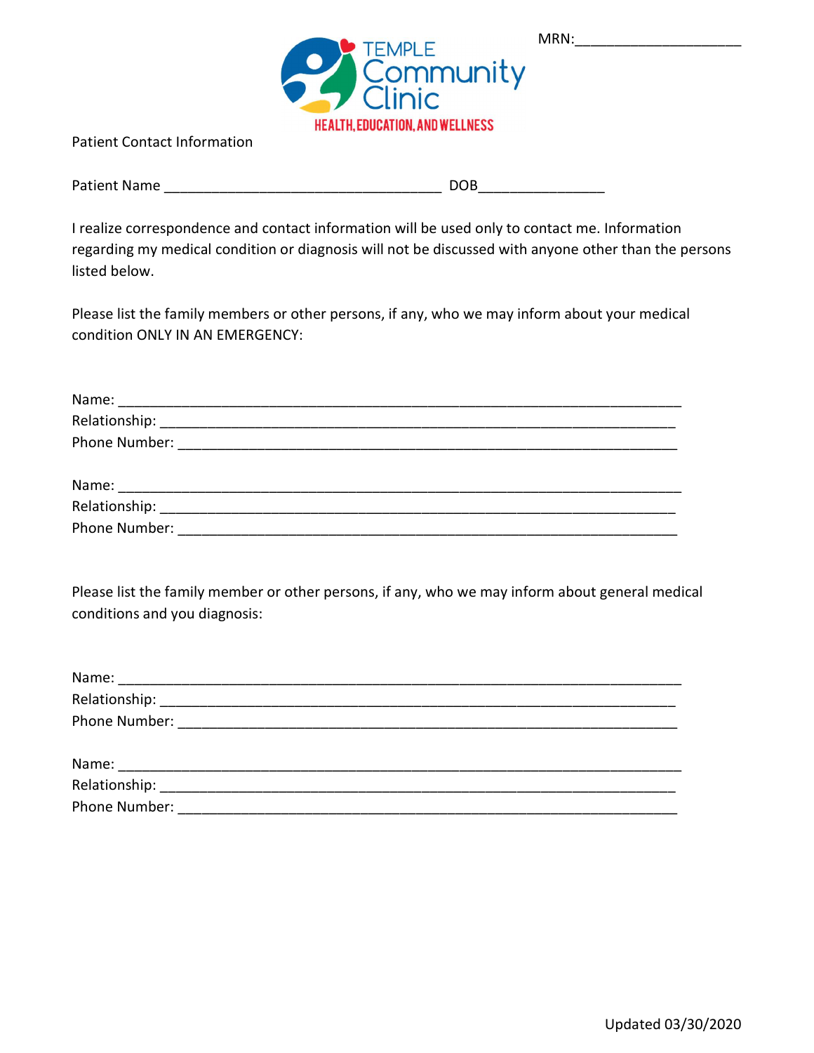MRN:____________________

TEMPLE Community Clinic

HEALTH, EDUCATION, AND WELLNESS

Patient Contact Information

Patient Name ________________________________ DOB______________

I realize correspondence and contact information will be used only to contact me. Information regarding my medical condition or diagnosis will not be discussed with anyone other than the persons listed below.

Please list the family members or other persons, if any, who we may inform about your medical condition ONLY IN AN EMERGENCY:

Name: ______________________________________________________________
Relationship: ________________________________________________________
Phone Number: _______________________________________________________

Name: ______________________________________________________________
Relationship: ________________________________________________________
Phone Number: _______________________________________________________

Please list the family member or other persons, if any, who we may inform about general medical conditions and you diagnosis:

Name: ______________________________________________________________
Relationship: ________________________________________________________
Phone Number: _______________________________________________________

Name: ______________________________________________________________
Relationship: ________________________________________________________
Phone Number: _______________________________________________________

Updated 03/30/2020